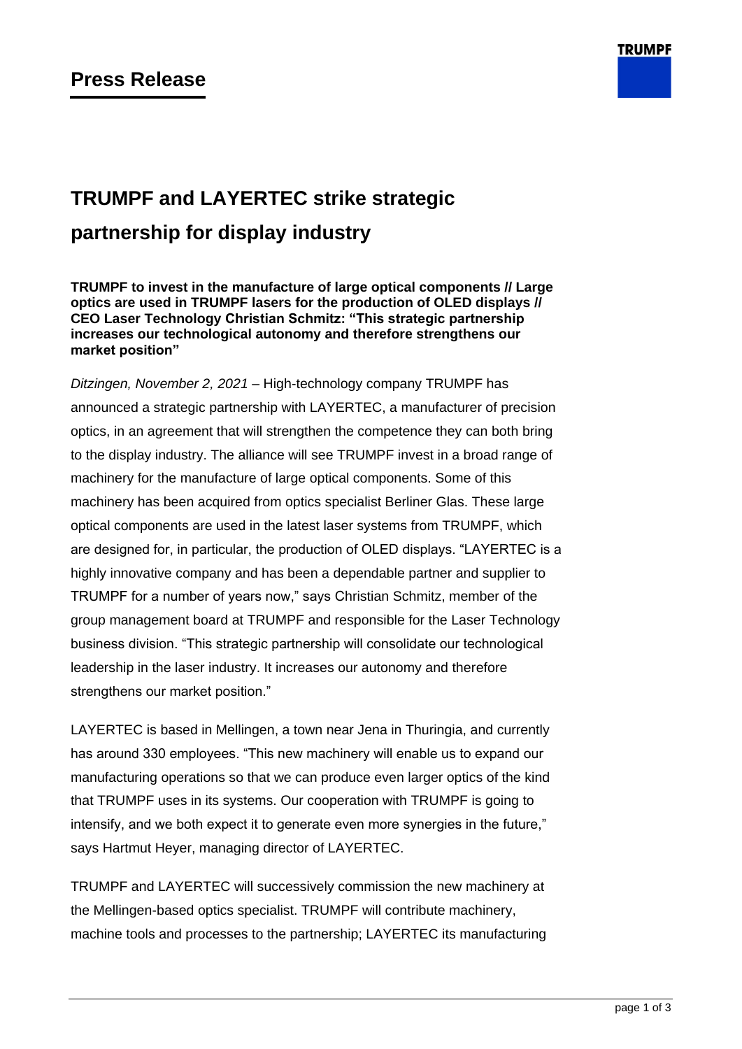**Press Release**

# TRUMPF and LAYERTEC strike strategic partnership for display industry

**TRUMPF to invest in the manufacture of large optical components // Large optics are used in TRUMPF lasers for the production of OLED displays // CEO Laser Technology Christian Schmitz: "This strategic partnership increases our technological autonomy and therefore strengthens our market position"**

*Ditzingen, November 2, 2021* – High-technology company TRUMPF has announced a strategic partnership with LAYERTEC, a manufacturer of precision optics, in an agreement that will strengthen the competence they can both bring to the display industry. The alliance will see TRUMPF invest in a broad range of machinery for the manufacture of large optical components. Some of this machinery has been acquired from optics specialist Berliner Glas. These large optical components are used in the latest laser systems from TRUMPF, which are designed for, in particular, the production of OLED displays. "LAYERTEC is a highly innovative company and has been a dependable partner and supplier to TRUMPF for a number of years now," says Christian Schmitz, member of the group management board at TRUMPF and responsible for the Laser Technology business division. "This strategic partnership will consolidate our technological leadership in the laser industry. It increases our autonomy and therefore strengthens our market position."

LAYERTEC is based in Mellingen, a town near Jena in Thuringia, and currently has around 330 employees. "This new machinery will enable us to expand our manufacturing operations so that we can produce even larger optics of the kind that TRUMPF uses in its systems. Our cooperation with TRUMPF is going to intensify, and we both expect it to generate even more synergies in the future," says Hartmut Heyer, managing director of LAYERTEC.

TRUMPF and LAYERTEC will successively commission the new machinery at the Mellingen-based optics specialist. TRUMPF will contribute machinery, machine tools and processes to the partnership; LAYERTEC its manufacturing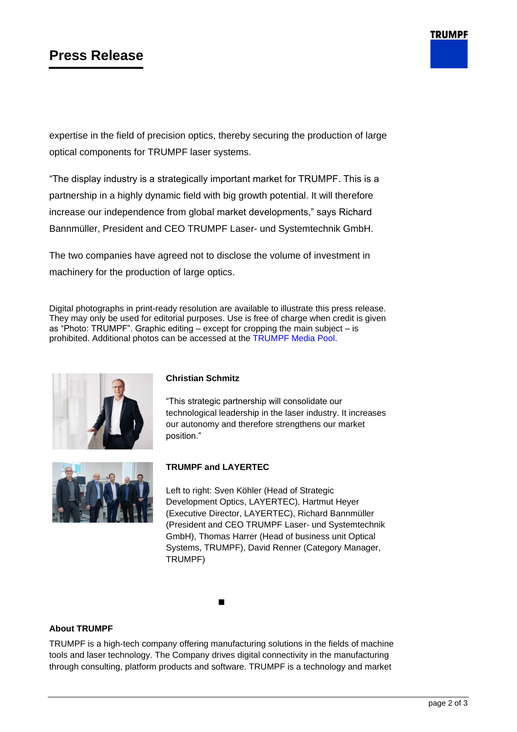expertise in the field of precision optics, thereby securing the production of large optical components for TRUMPF laser systems.

“The display industry is a strategically important market for TRUMPF. This is a partnership in a highly dynamic field with big growth potential. It will therefore increase our independence from global market developments,” says Richard Bannmüller, President and CEO TRUMPF Laser- und Systemtechnik GmbH.

The two companies have agreed not to disclose the volume of investment in machinery for the production of large optics.

Digital photographs in print-ready resolution are available to illustrate this press release. They may only be used for editorial purposes. Use is free of charge when credit is given as “Photo: TRUMPF”. Graphic editing – except for cropping the main subject – is prohibited. Additional photos can be accessed at the TRUMPF Media Pool.

**Christian Schmitz**

“This strategic partnership will consolidate our technological leadership in the laser industry. It increases our autonomy and therefore strengthens our market position.”

**TRUMPF and LAYERTEC**

Left to right: Sven Köhler (Head of Strategic Development Optics, LAYERTEC), Hartmut Heyer (Executive Director, LAYERTEC), Richard Bannmüller (President and CEO TRUMPF Laser- und Systemtechnik GmbH), Thomas Harrer (Head of business unit Optical Systems, TRUMPF), David Renner (Category Manager, TRUMPF)

■

**About TRUMPF**

TRUMPF is a high-tech company offering manufacturing solutions in the fields of machine tools and laser technology. The Company drives digital connectivity in the manufacturing through consulting, platform products and software. TRUMPF is a technology and market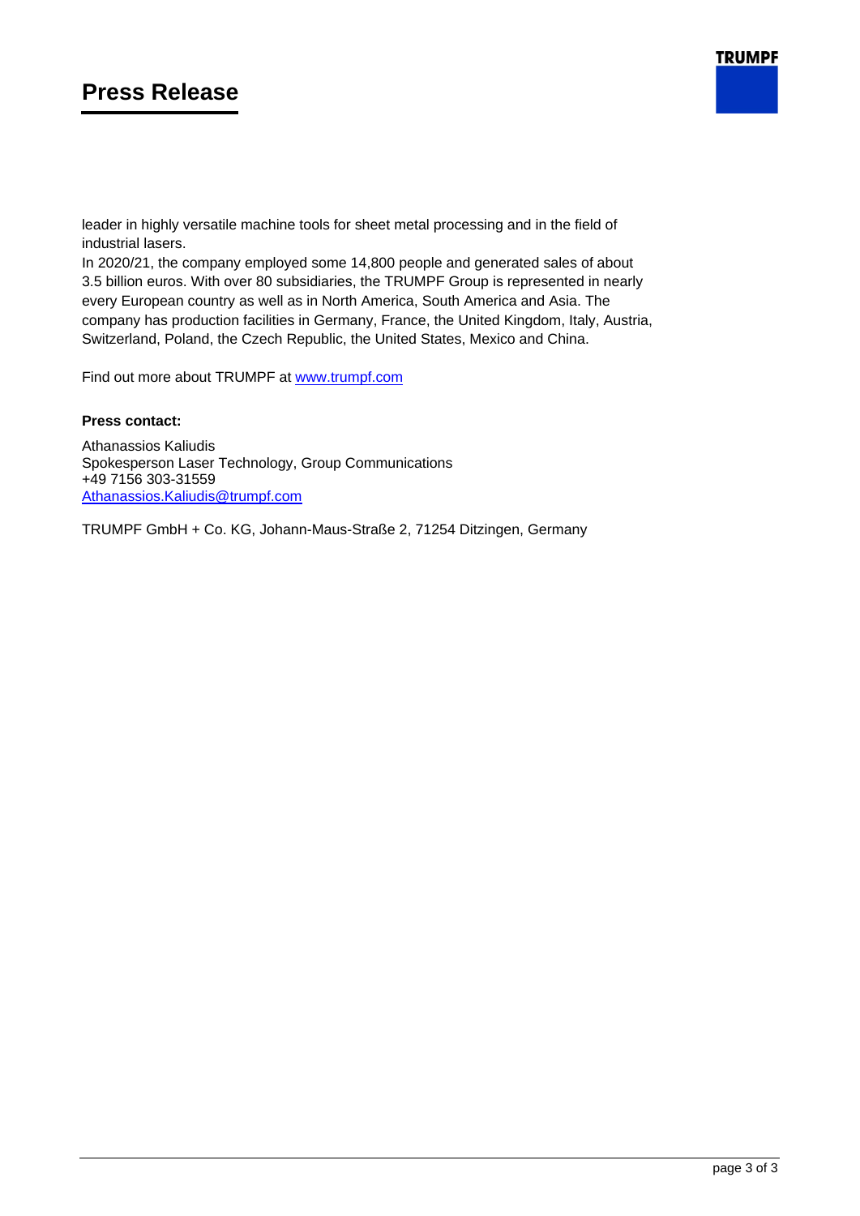leader in highly versatile machine tools for sheet metal processing and in the field of industrial lasers.

In 2020/21, the company employed some 14,800 people and generated sales of about 3.5 billion euros. With over 80 subsidiaries, the TRUMPF Group is represented in nearly every European country as well as in North America, South America and Asia. The company has production facilities in Germany, France, the United Kingdom, Italy, Austria, Switzerland, Poland, the Czech Republic, the United States, Mexico and China.

Find out more about TRUMPF at [www.trumpf.com](http://www.trumpf.com)

**Press contact:**

Athanassios Kaliudis
Spokesperson Laser Technology, Group Communications
+49 7156 303-31559
[Athanassios.Kaliudis@trumpf.com](mailto:Athanassios.Kaliudis@trumpf.com)

TRUMPF GmbH + Co. KG, Johann-Maus-Straße 2, 71254 Ditzingen, Germany